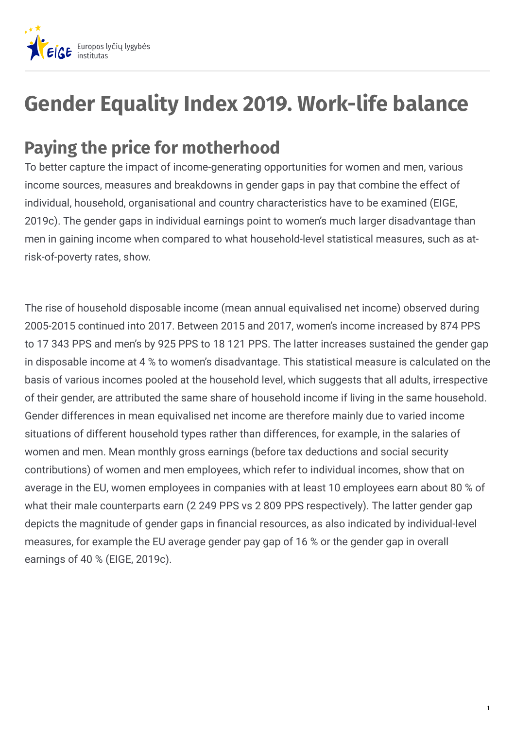# Gender Equality Index 2019. Work-life balance

## Paying the price for motherhood

To better capture the impact of income-generating opportunities for women and men, various income sources, measures and breakdowns in gender gaps in pay that combine the effect of individual, household, organisational and country characteristics have to be examined (EIGE, 2019c). The gender gaps in individual earnings point to women's much larger disadvantage than men in gaining income when compared to what household-level statistical measures, such as at-risk-of-poverty rates, show.

The rise of household disposable income (mean annual equivalised net income) observed during 2005-2015 continued into 2017. Between 2015 and 2017, women's income increased by 874 PPS to 17 343 PPS and men's by 925 PPS to 18 121 PPS. The latter increases sustained the gender gap in disposable income at 4 % to women's disadvantage. This statistical measure is calculated on the basis of various incomes pooled at the household level, which suggests that all adults, irrespective of their gender, are attributed the same share of household income if living in the same household. Gender differences in mean equivalised net income are therefore mainly due to varied income situations of different household types rather than differences, for example, in the salaries of women and men. Mean monthly gross earnings (before tax deductions and social security contributions) of women and men employees, which refer to individual incomes, show that on average in the EU, women employees in companies with at least 10 employees earn about 80 % of what their male counterparts earn (2 249 PPS vs 2 809 PPS respectively). The latter gender gap depicts the magnitude of gender gaps in financial resources, as also indicated by individual-level measures, for example the EU average gender pay gap of 16 % or the gender gap in overall earnings of 40 % (EIGE, 2019c).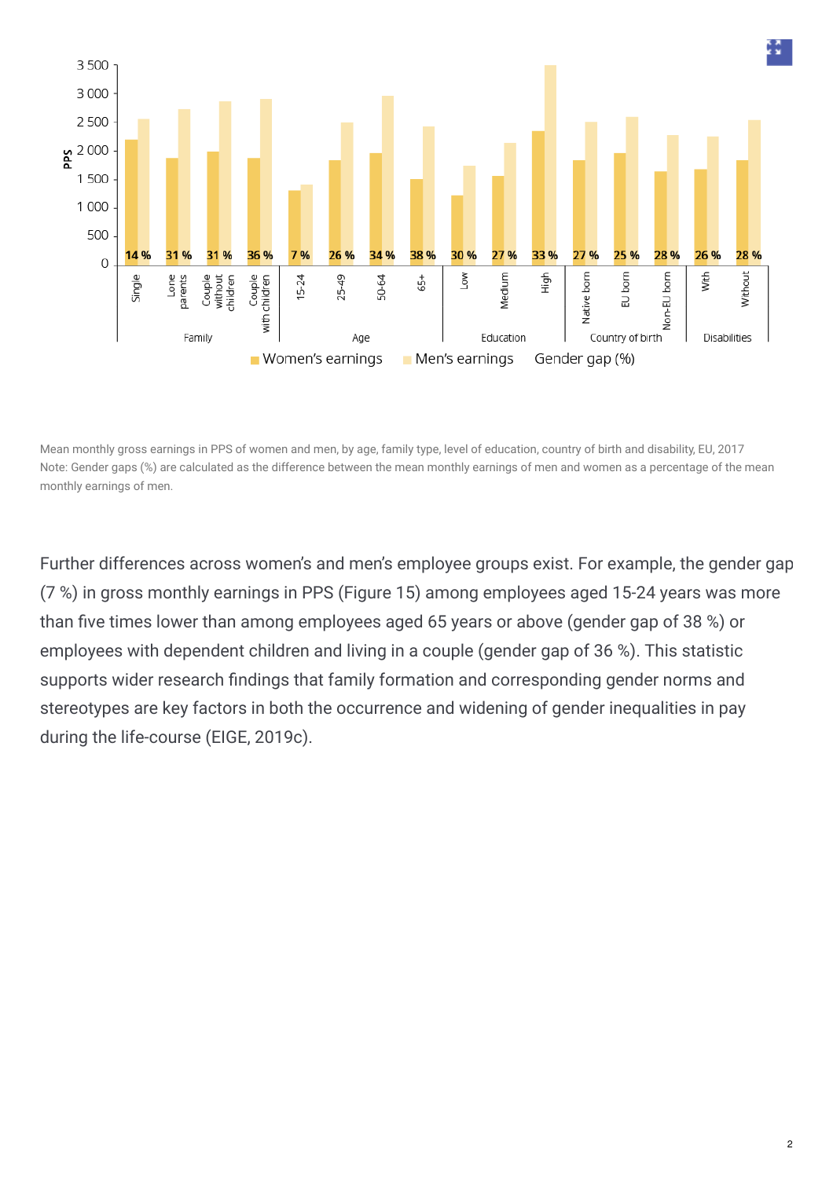3 500
3 000
2 500
2 000
1 500
1 000
500
0

PPS

14 % 31 % 31 % 36 % 7 % 26 % 34 % 38 % 30 % 27 % 33 % 27 % 25 % 28 % 26 % 28 %

Single
Lone parents
Couple without children
Couple with children
15-24
25-49
50-64
65+
Low
Medium
High
Native born
EU born
Non-EU born
With
Without

Family
Age
Education
Country of birth
Disabilities

Women's earnings
Men's earnings
Gender gap (%)

Mean monthly gross earnings in PPS of women and men, by age, family type, level of education, country of birth and disability, EU, 2017
Note: Gender gaps (%) are calculated as the difference between the mean monthly earnings of men and women as a percentage of the mean monthly earnings of men.

Further differences across women's and men's employee groups exist. For example, the gender gap (7 %) in gross monthly earnings in PPS (Figure 15) among employees aged 15-24 years was more than five times lower than among employees aged 65 years or above (gender gap of 38 %) or employees with dependent children and living in a couple (gender gap of 36 %). This statistic supports wider research findings that family formation and corresponding gender norms and stereotypes are key factors in both the occurrence and widening of gender inequalities in pay during the life-course (EIGE, 2019c).